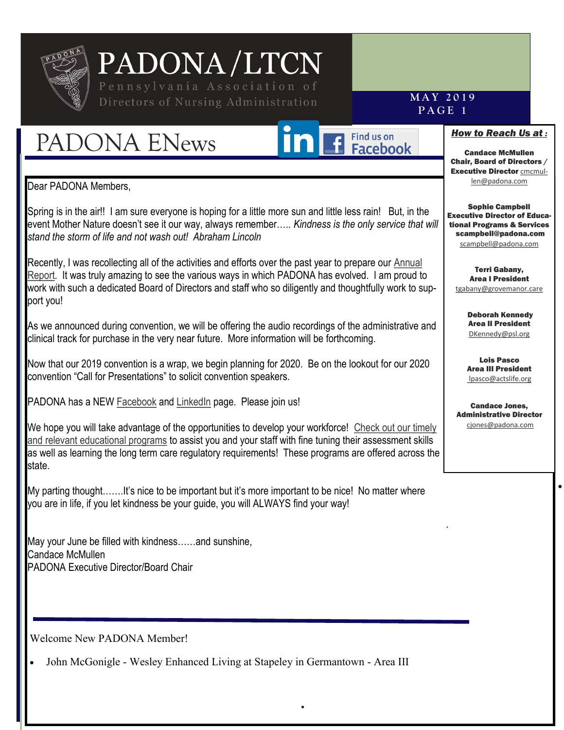# PADONA/LTCN

Pennsylvania Association of Directors of Nursing Administration

MAY 2019

## PADONA ENews

Find us on Facebook

Dear PADONA Members,

Spring is in the air!! I am sure everyone is hoping for a little more sun and little less rain! But, in the event Mother Nature doesn't see it our way, always remember….. *Kindness is the only service that will stand the storm of life and not wash out! Abraham Lincoln*

Recently, I was recollecting all of the activities and efforts over the past year to prepare our Annual Report. It was truly amazing to see the various ways in which PADONA has evolved. I am proud to work with such a dedicated Board of Directors and staff who so diligently and thoughtfully work to support you!

As we announced during convention, we will be offering the audio recordings of the administrative and clinical track for purchase in the very near future. More information will be forthcoming.

Now that our 2019 convention is a wrap, we begin planning for 2020. Be on the lookout for our 2020 convention "Call for Presentations" to solicit convention speakers.

PADONA has a NEW Facebook and LinkedIn page. Please join us!

We hope you will take advantage of the opportunities to develop your workforce! Check out our timely and relevant educational programs to assist you and your staff with fine tuning their assessment skills as well as learning the long term care regulatory requirements! These programs are offered across the state.

My parting thought…….It's nice to be important but it's more important to be nice! No matter where you are in life, if you let kindness be your guide, you will ALWAYS find your way!

May your June be filled with kindness……and sunshine,
Candace McMullen
PADONA Executive Director/Board Chair

---

Welcome New PADONA Member!

- John McGonigle - Wesley Enhanced Living at Stapeley in Germantown - Area III

### *How to Reach Us at :*

**Candace McMullen**
**Chair, Board of Directors / Executive Director** cmcmullen@padona.com

**Sophie Campbell**
**Executive Director of Educational Programs & Services**
**scampbell@padona.com**
scampbell@padona.com

**Terri Gabany,**
**Area I President**
tgabany@grovemanor.care

**Deborah Kennedy**
**Area II President**
DKennedy@psl.org

**Lois Pasco**
**Area III President**
lpasco@actslife.org

**Candace Jones,**
**Administrative Director**
cjones@padona.com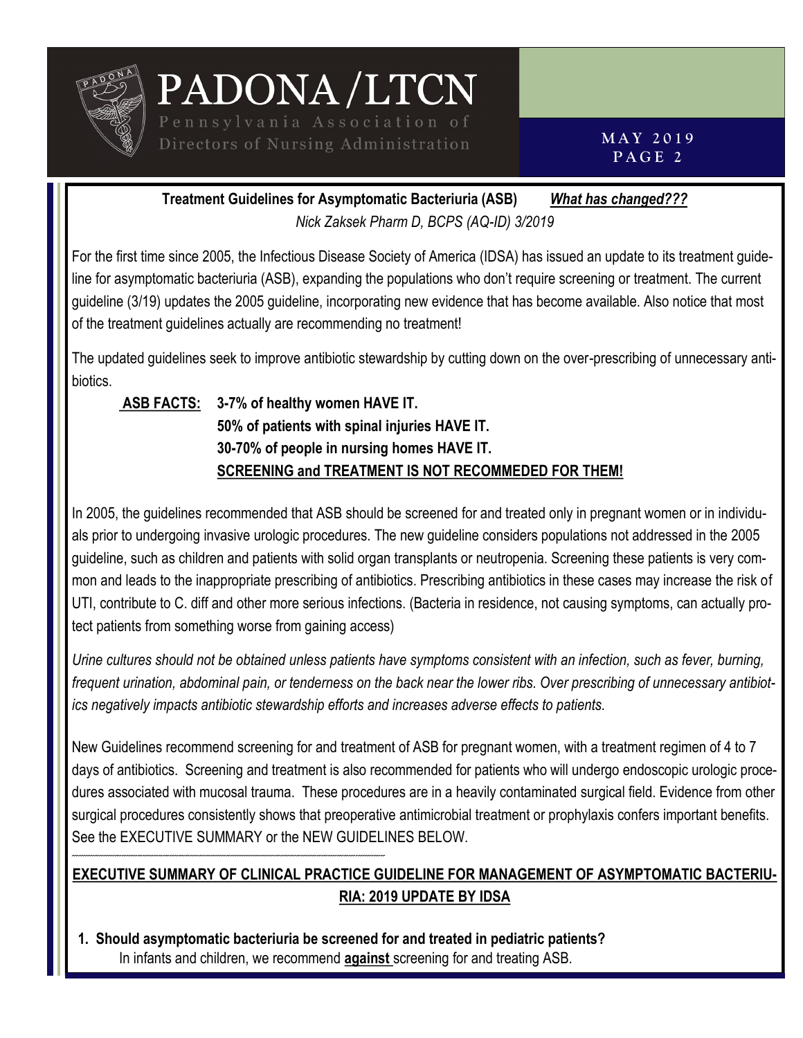**Treatment Guidelines for Asymptomatic Bacteriuria (ASB)** ***What has changed???***

*Nick Zaksek Pharm D, BCPS (AQ-ID) 3/2019*

For the first time since 2005, the Infectious Disease Society of America (IDSA) has issued an update to its treatment guideline for asymptomatic bacteriuria (ASB), expanding the populations who don't require screening or treatment. The current guideline (3/19) updates the 2005 guideline, incorporating new evidence that has become available. Also notice that most of the treatment guidelines actually are recommending no treatment!

The updated guidelines seek to improve antibiotic stewardship by cutting down on the over-prescribing of unnecessary antibiotics.

**ASB FACTS:** **3-7% of healthy women HAVE IT.**
**50% of patients with spinal injuries HAVE IT.**
**30-70% of people in nursing homes HAVE IT.**
**SCREENING and TREATMENT IS NOT RECOMMEDED FOR THEM!**

In 2005, the guidelines recommended that ASB should be screened for and treated only in pregnant women or in individuals prior to undergoing invasive urologic procedures. The new guideline considers populations not addressed in the 2005 guideline, such as children and patients with solid organ transplants or neutropenia. Screening these patients is very common and leads to the inappropriate prescribing of antibiotics. Prescribing antibiotics in these cases may increase the risk of UTI, contribute to C. diff and other more serious infections. (Bacteria in residence, not causing symptoms, can actually protect patients from something worse from gaining access)

*Urine cultures should not be obtained unless patients have symptoms consistent with an infection, such as fever, burning, frequent urination, abdominal pain, or tenderness on the back near the lower ribs. Over prescribing of unnecessary antibiotics negatively impacts antibiotic stewardship efforts and increases adverse effects to patients.*

New Guidelines recommend screening for and treatment of ASB for pregnant women, with a treatment regimen of 4 to 7 days of antibiotics. Screening and treatment is also recommended for patients who will undergo endoscopic urologic procedures associated with mucosal trauma. These procedures are in a heavily contaminated surgical field. Evidence from other surgical procedures consistently shows that preoperative antimicrobial treatment or prophylaxis confers important benefits. See the EXECUTIVE SUMMARY or the NEW GUIDELINES BELOW.

---

## EXECUTIVE SUMMARY OF CLINICAL PRACTICE GUIDELINE FOR MANAGEMENT OF ASYMPTOMATIC BACTERIURIA: 2019 UPDATE BY IDSA

1. **Should asymptomatic bacteriuria be screened for and treated in pediatric patients?**
   In infants and children, we recommend **against** screening for and treating ASB.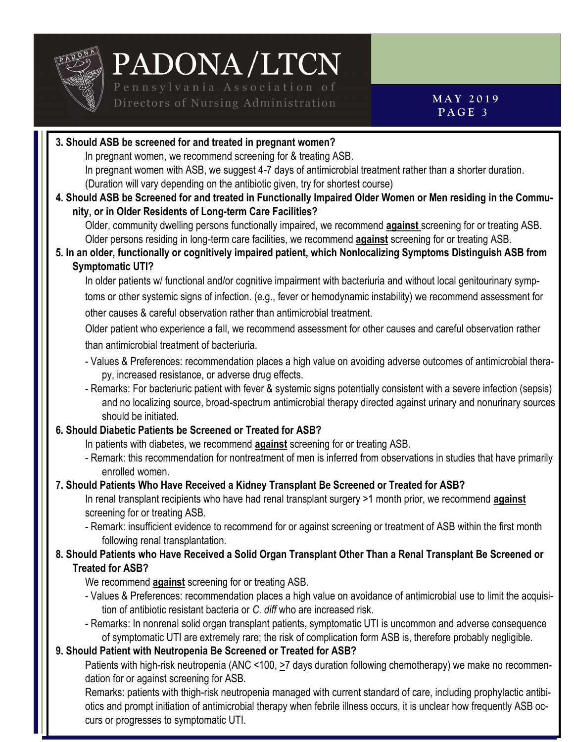**3. Should ASB be screened for and treated in pregnant women?**

In pregnant women, we recommend screening for & treating ASB.

In pregnant women with ASB, we suggest 4-7 days of antimicrobial treatment rather than a shorter duration. (Duration will vary depending on the antibiotic given, try for shortest course)

**4. Should ASB be Screened for and treated in Functionally Impaired Older Women or Men residing in the Community, or in Older Residents of Long-term Care Facilities?**

Older, community dwelling persons functionally impaired, we recommend **<u>against</u>** screening for or treating ASB.

Older persons residing in long-term care facilities, we recommend **<u>against</u>** screening for or treating ASB.

**5. In an older, functionally or cognitively impaired patient, which Nonlocalizing Symptoms Distinguish ASB from Symptomatic UTI?**

In older patients w/ functional and/or cognitive impairment with bacteriuria and without local genitourinary symptoms or other systemic signs of infection. (e.g., fever or hemodynamic instability) we recommend assessment for other causes & careful observation rather than antimicrobial treatment.

Older patient who experience a fall, we recommend assessment for other causes and careful observation rather than antimicrobial treatment of bacteriuria.

- Values & Preferences: recommendation places a high value on avoiding adverse outcomes of antimicrobial therapy, increased resistance, or adverse drug effects.
- Remarks: For bacteriuric patient with fever & systemic signs potentially consistent with a severe infection (sepsis) and no localizing source, broad-spectrum antimicrobial therapy directed against urinary and nonurinary sources should be initiated.

**6. Should Diabetic Patients be Screened or Treated for ASB?**

In patients with diabetes, we recommend **<u>against</u>** screening for or treating ASB.

- Remark: this recommendation for nontreatment of men is inferred from observations in studies that have primarily enrolled women.

**7. Should Patients Who Have Received a Kidney Transplant Be Screened or Treated for ASB?**

In renal transplant recipients who have had renal transplant surgery >1 month prior, we recommend **<u>against</u>** screening for or treating ASB.

- Remark: insufficient evidence to recommend for or against screening or treatment of ASB within the first month following renal transplantation.

**8. Should Patients who Have Received a Solid Organ Transplant Other Than a Renal Transplant Be Screened or Treated for ASB?**

We recommend **<u>against</u>** screening for or treating ASB.

- Values & Preferences: recommendation places a high value on avoidance of antimicrobial use to limit the acquisition of antibiotic resistant bacteria or *C. diff* who are increased risk.
- Remarks: In nonrenal solid organ transplant patients, symptomatic UTI is uncommon and adverse consequence of symptomatic UTI are extremely rare; the risk of complication form ASB is, therefore probably negligible.

**9. Should Patient with Neutropenia Be Screened or Treated for ASB?**

Patients with high-risk neutropenia (ANC <100, ≥7 days duration following chemotherapy) we make no recommendation for or against screening for ASB.

Remarks: patients with thigh-risk neutropenia managed with current standard of care, including prophylactic antibiotics and prompt initiation of antimicrobial therapy when febrile illness occurs, it is unclear how frequently ASB occurs or progresses to symptomatic UTI.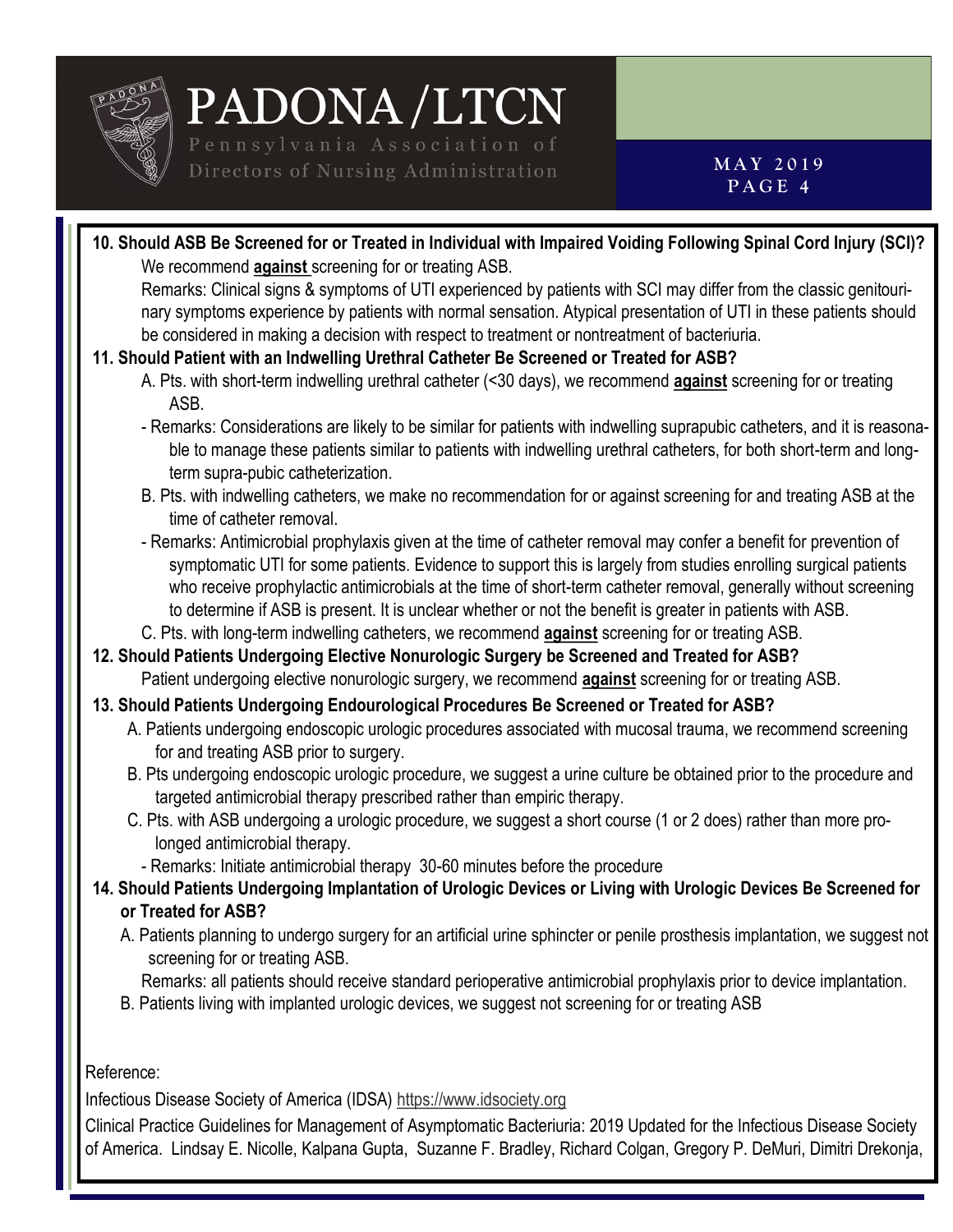**10. Should ASB Be Screened for or Treated in Individual with Impaired Voiding Following Spinal Cord Injury (SCI)?**

We recommend **against** screening for or treating ASB.

Remarks: Clinical signs & symptoms of UTI experienced by patients with SCI may differ from the classic genitourinary symptoms experience by patients with normal sensation. Atypical presentation of UTI in these patients should be considered in making a decision with respect to treatment or nontreatment of bacteriuria.

**11. Should Patient with an Indwelling Urethral Catheter Be Screened or Treated for ASB?**

A. Pts. with short-term indwelling urethral catheter (<30 days), we recommend **against** screening for or treating ASB.

- Remarks: Considerations are likely to be similar for patients with indwelling suprapubic catheters, and it is reasonable to manage these patients similar to patients with indwelling urethral catheters, for both short-term and long-term supra-pubic catheterization.

B. Pts. with indwelling catheters, we make no recommendation for or against screening for and treating ASB at the time of catheter removal.

- Remarks: Antimicrobial prophylaxis given at the time of catheter removal may confer a benefit for prevention of symptomatic UTI for some patients. Evidence to support this is largely from studies enrolling surgical patients who receive prophylactic antimicrobials at the time of short-term catheter removal, generally without screening to determine if ASB is present. It is unclear whether or not the benefit is greater in patients with ASB.

C. Pts. with long-term indwelling catheters, we recommend **against** screening for or treating ASB.

**12. Should Patients Undergoing Elective Nonurologic Surgery be Screened and Treated for ASB?**

Patient undergoing elective nonurologic surgery, we recommend **against** screening for or treating ASB.

**13. Should Patients Undergoing Endourological Procedures Be Screened or Treated for ASB?**

A. Patients undergoing endoscopic urologic procedures associated with mucosal trauma, we recommend screening for and treating ASB prior to surgery.

B. Pts undergoing endoscopic urologic procedure, we suggest a urine culture be obtained prior to the procedure and targeted antimicrobial therapy prescribed rather than empiric therapy.

C. Pts. with ASB undergoing a urologic procedure, we suggest a short course (1 or 2 does) rather than more prolonged antimicrobial therapy.

- Remarks: Initiate antimicrobial therapy 30-60 minutes before the procedure

**14. Should Patients Undergoing Implantation of Urologic Devices or Living with Urologic Devices Be Screened for or Treated for ASB?**

A. Patients planning to undergo surgery for an artificial urine sphincter or penile prosthesis implantation, we suggest not screening for or treating ASB.

Remarks: all patients should receive standard perioperative antimicrobial prophylaxis prior to device implantation.

B. Patients living with implanted urologic devices, we suggest not screening for or treating ASB

Reference:

Infectious Disease Society of America (IDSA) https://www.idsociety.org

Clinical Practice Guidelines for Management of Asymptomatic Bacteriuria: 2019 Updated for the Infectious Disease Society of America. Lindsay E. Nicolle, Kalpana Gupta, Suzanne F. Bradley, Richard Colgan, Gregory P. DeMuri, Dimitri Drekonja,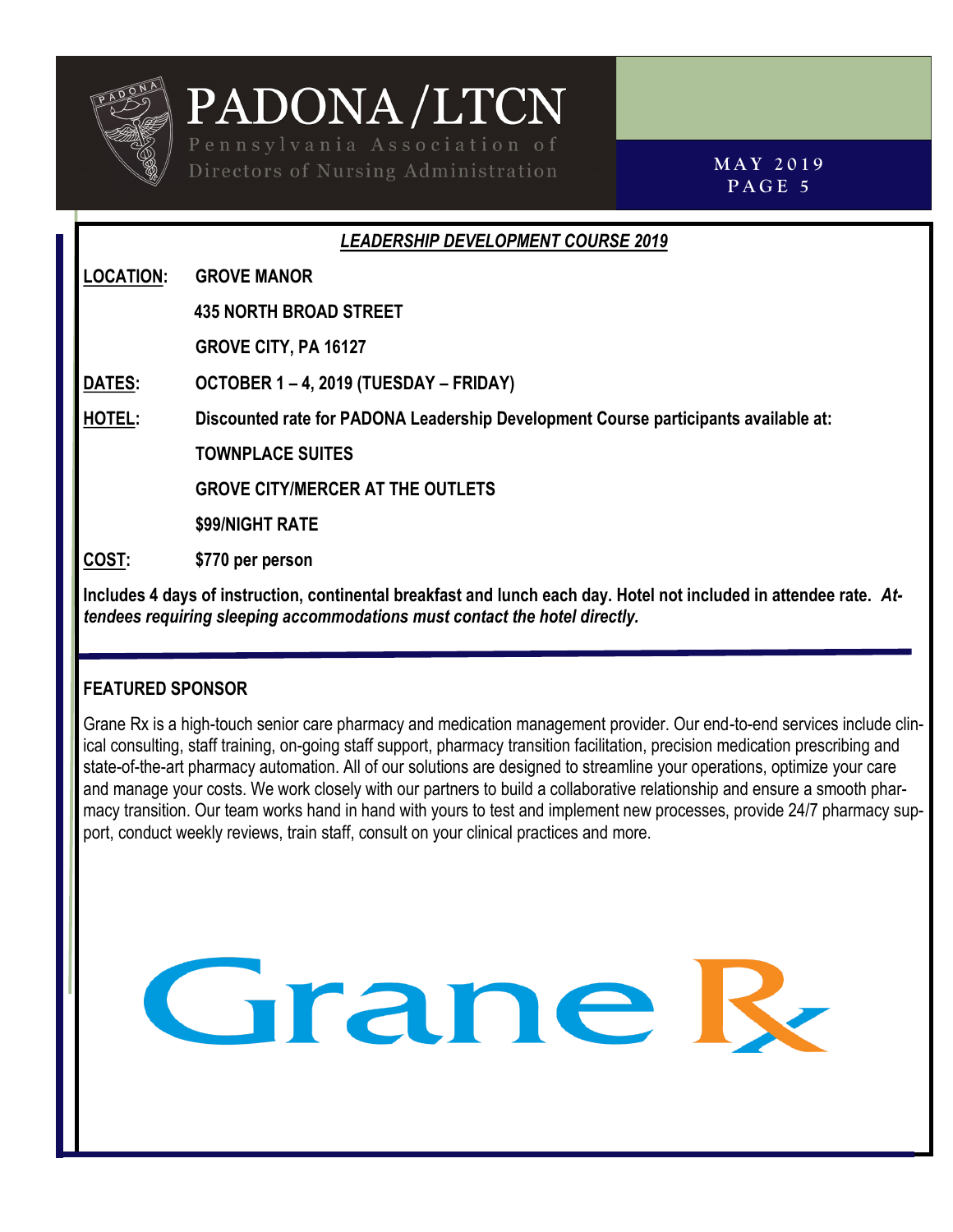## *LEADERSHIP DEVELOPMENT COURSE 2019*

**LOCATION:** **GROVE MANOR**

**435 NORTH BROAD STREET**

**GROVE CITY, PA 16127**

**DATES:** **OCTOBER 1 – 4, 2019 (TUESDAY – FRIDAY)**

**HOTEL:** **Discounted rate for PADONA Leadership Development Course participants available at:**

**TOWNPLACE SUITES**

**GROVE CITY/MERCER AT THE OUTLETS**

**$99/NIGHT RATE**

**COST:** **$770 per person**

**Includes 4 days of instruction, continental breakfast and lunch each day. Hotel not included in attendee rate.** ***Attendees requiring sleeping accommodations must contact the hotel directly.***

### FEATURED SPONSOR

Grane Rx is a high-touch senior care pharmacy and medication management provider. Our end-to-end services include clinical consulting, staff training, on-going staff support, pharmacy transition facilitation, precision medication prescribing and state-of-the-art pharmacy automation. All of our solutions are designed to streamline your operations, optimize your care and manage your costs. We work closely with our partners to build a collaborative relationship and ensure a smooth pharmacy transition. Our team works hand in hand with yours to test and implement new processes, provide 24/7 pharmacy support, conduct weekly reviews, train staff, consult on your clinical practices and more.

Grane Rx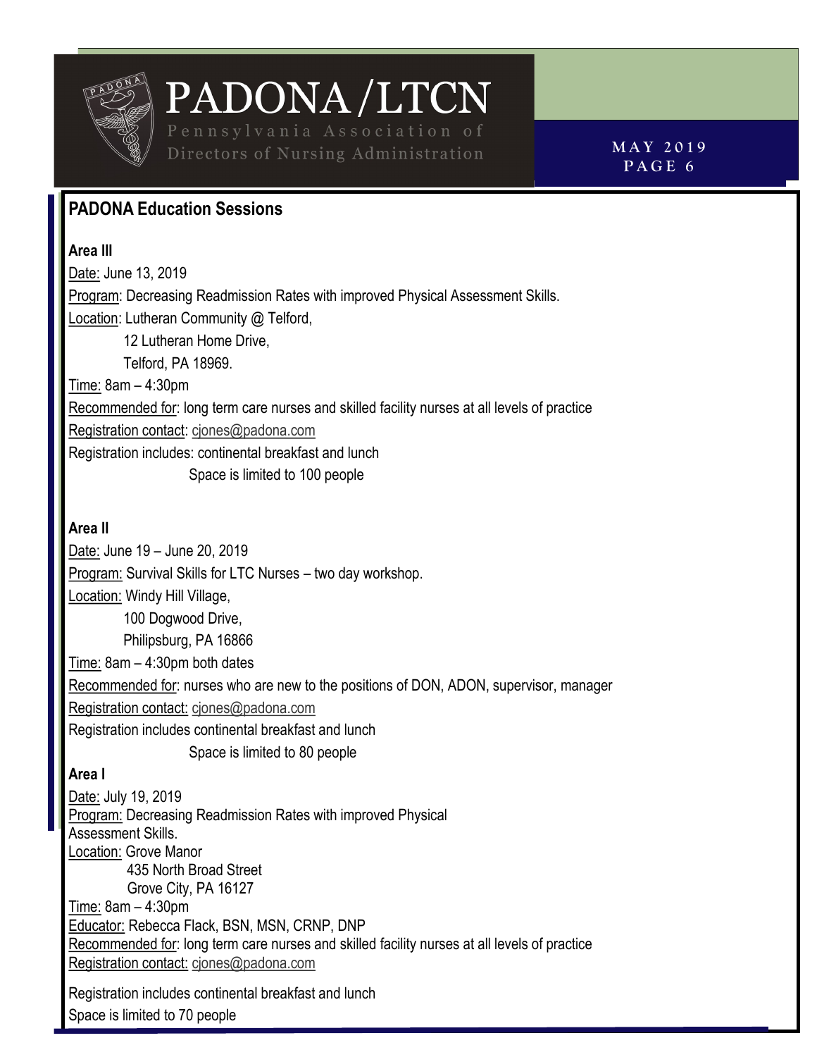## PADONA Education Sessions

**Area III**

Date: June 13, 2019

Program: Decreasing Readmission Rates with improved Physical Assessment Skills.

Location: Lutheran Community @ Telford,
12 Lutheran Home Drive,
Telford, PA 18969.

Time: 8am – 4:30pm

Recommended for: long term care nurses and skilled facility nurses at all levels of practice

Registration contact: cjones@padona.com

Registration includes: continental breakfast and lunch

Space is limited to 100 people

**Area II**

Date: June 19 – June 20, 2019

Program: Survival Skills for LTC Nurses – two day workshop.

Location: Windy Hill Village,
100 Dogwood Drive,
Philipsburg, PA 16866

Time: 8am – 4:30pm both dates

Recommended for: nurses who are new to the positions of DON, ADON, supervisor, manager

Registration contact: cjones@padona.com

Registration includes continental breakfast and lunch

Space is limited to 80 people

**Area I**

Date: July 19, 2019

Program: Decreasing Readmission Rates with improved Physical Assessment Skills.

Location: Grove Manor
435 North Broad Street
Grove City, PA 16127

Time: 8am – 4:30pm

Educator: Rebecca Flack, BSN, MSN, CRNP, DNP

Recommended for: long term care nurses and skilled facility nurses at all levels of practice

Registration contact: cjones@padona.com

Registration includes continental breakfast and lunch

Space is limited to 70 people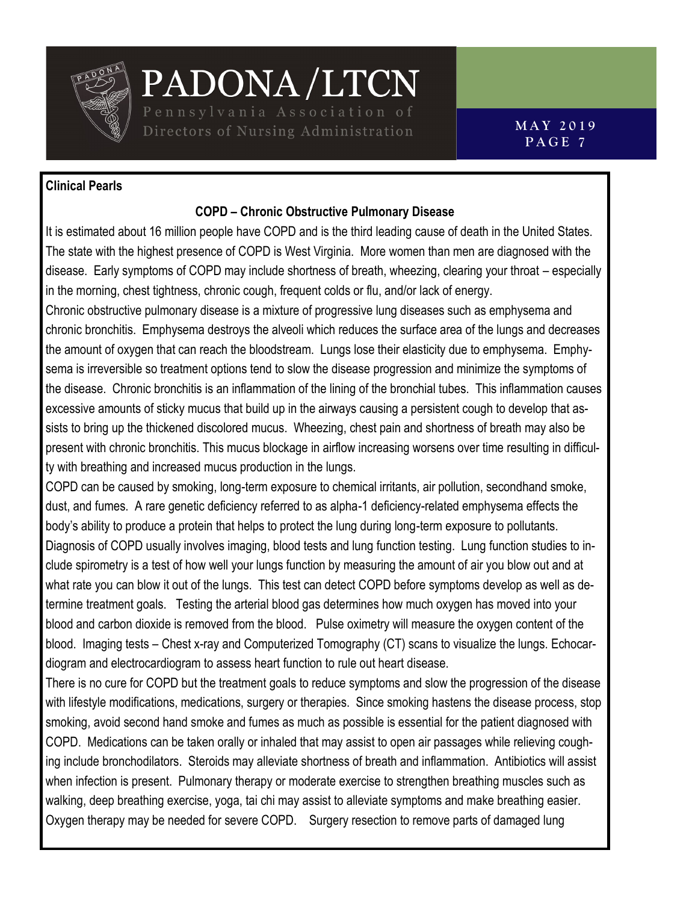**Clinical Pearls**

## COPD – Chronic Obstructive Pulmonary Disease

It is estimated about 16 million people have COPD and is the third leading cause of death in the United States. The state with the highest presence of COPD is West Virginia. More women than men are diagnosed with the disease. Early symptoms of COPD may include shortness of breath, wheezing, clearing your throat – especially in the morning, chest tightness, chronic cough, frequent colds or flu, and/or lack of energy.

Chronic obstructive pulmonary disease is a mixture of progressive lung diseases such as emphysema and chronic bronchitis. Emphysema destroys the alveoli which reduces the surface area of the lungs and decreases the amount of oxygen that can reach the bloodstream. Lungs lose their elasticity due to emphysema. Emphysema is irreversible so treatment options tend to slow the disease progression and minimize the symptoms of the disease. Chronic bronchitis is an inflammation of the lining of the bronchial tubes. This inflammation causes excessive amounts of sticky mucus that build up in the airways causing a persistent cough to develop that assists to bring up the thickened discolored mucus. Wheezing, chest pain and shortness of breath may also be present with chronic bronchitis. This mucus blockage in airflow increasing worsens over time resulting in difficulty with breathing and increased mucus production in the lungs.

COPD can be caused by smoking, long-term exposure to chemical irritants, air pollution, secondhand smoke, dust, and fumes. A rare genetic deficiency referred to as alpha-1 deficiency-related emphysema effects the body's ability to produce a protein that helps to protect the lung during long-term exposure to pollutants.

Diagnosis of COPD usually involves imaging, blood tests and lung function testing. Lung function studies to include spirometry is a test of how well your lungs function by measuring the amount of air you blow out and at what rate you can blow it out of the lungs. This test can detect COPD before symptoms develop as well as determine treatment goals. Testing the arterial blood gas determines how much oxygen has moved into your blood and carbon dioxide is removed from the blood. Pulse oximetry will measure the oxygen content of the blood. Imaging tests – Chest x-ray and Computerized Tomography (CT) scans to visualize the lungs. Echocardiogram and electrocardiogram to assess heart function to rule out heart disease.

There is no cure for COPD but the treatment goals to reduce symptoms and slow the progression of the disease with lifestyle modifications, medications, surgery or therapies. Since smoking hastens the disease process, stop smoking, avoid second hand smoke and fumes as much as possible is essential for the patient diagnosed with COPD. Medications can be taken orally or inhaled that may assist to open air passages while relieving coughing include bronchodilators. Steroids may alleviate shortness of breath and inflammation. Antibiotics will assist when infection is present. Pulmonary therapy or moderate exercise to strengthen breathing muscles such as walking, deep breathing exercise, yoga, tai chi may assist to alleviate symptoms and make breathing easier. Oxygen therapy may be needed for severe COPD. Surgery resection to remove parts of damaged lung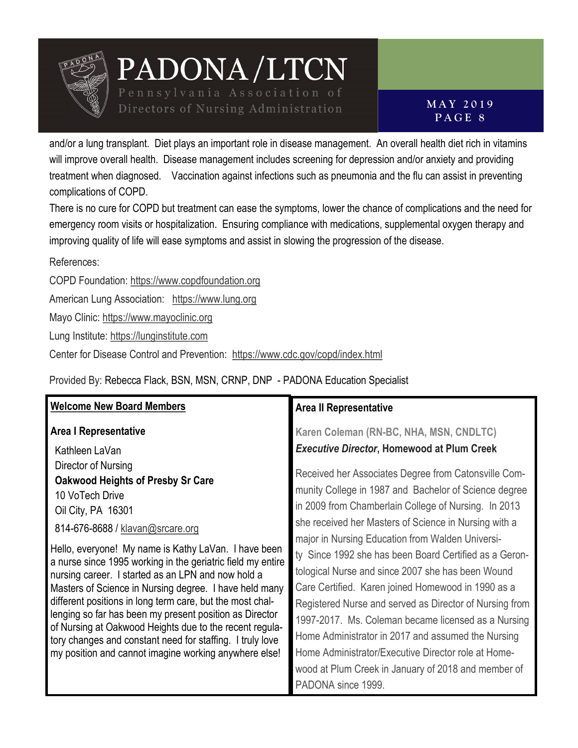and/or a lung transplant. Diet plays an important role in disease management. An overall health diet rich in vitamins will improve overall health. Disease management includes screening for depression and/or anxiety and providing treatment when diagnosed. Vaccination against infections such as pneumonia and the flu can assist in preventing complications of COPD.

There is no cure for COPD but treatment can ease the symptoms, lower the chance of complications and the need for emergency room visits or hospitalization. Ensuring compliance with medications, supplemental oxygen therapy and improving quality of life will ease symptoms and assist in slowing the progression of the disease.

References:

COPD Foundation: https://www.copdfoundation.org

American Lung Association: https://www.lung.org

Mayo Clinic: https://www.mayoclinic.org

Lung Institute: https://lunginstitute.com

Center for Disease Control and Prevention: https://www.cdc.gov/copd/index.html

Provided By: Rebecca Flack, BSN, MSN, CRNP, DNP - PADONA Education Specialist

## Welcome New Board Members

### Area I Representative

Kathleen LaVan
Director of Nursing
**Oakwood Heights of Presby Sr Care**
10 VoTech Drive
Oil City, PA 16301
814-676-8688 / klavan@srcare.org

Hello, everyone! My name is Kathy LaVan. I have been a nurse since 1995 working in the geriatric field my entire nursing career. I started as an LPN and now hold a Masters of Science in Nursing degree. I have held many different positions in long term care, but the most challenging so far has been my present position as Director of Nursing at Oakwood Heights due to the recent regulatory changes and constant need for staffing. I truly love my position and cannot imagine working anywhere else!

### Area II Representative

**Karen Coleman (RN-BC, NHA, MSN, CNDLTC)**
***Executive Director*, Homewood at Plum Creek**

Received her Associates Degree from Catonsville Community College in 1987 and Bachelor of Science degree in 2009 from Chamberlain College of Nursing. In 2013 she received her Masters of Science in Nursing with a major in Nursing Education from Walden University Since 1992 she has been Board Certified as a Gerontological Nurse and since 2007 she has been Wound Care Certified. Karen joined Homewood in 1990 as a Registered Nurse and served as Director of Nursing from 1997-2017. Ms. Coleman became licensed as a Nursing Home Administrator in 2017 and assumed the Nursing Home Administrator/Executive Director role at Homewood at Plum Creek in January of 2018 and member of PADONA since 1999.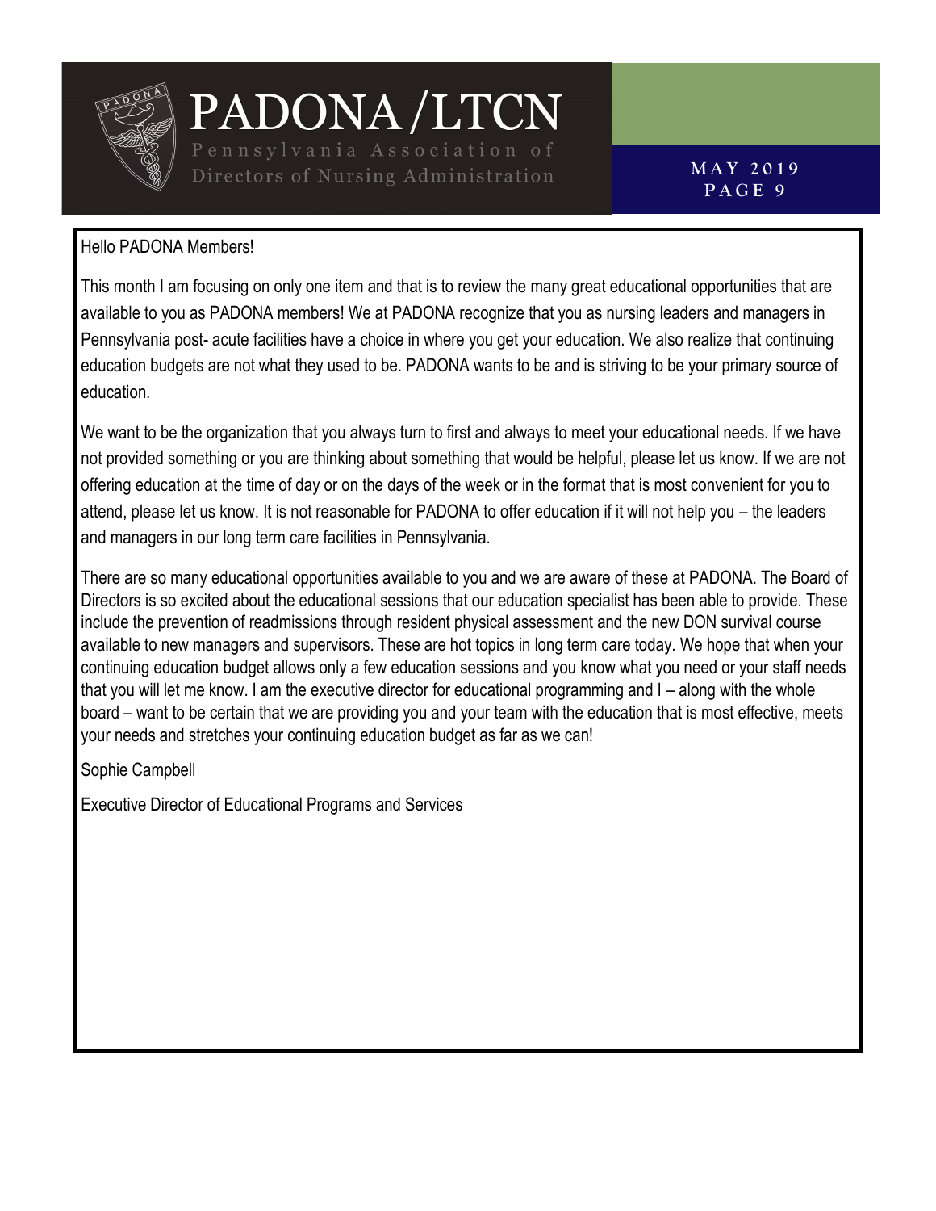Hello PADONA Members!

This month I am focusing on only one item and that is to review the many great educational opportunities that are available to you as PADONA members! We at PADONA recognize that you as nursing leaders and managers in Pennsylvania post- acute facilities have a choice in where you get your education. We also realize that continuing education budgets are not what they used to be. PADONA wants to be and is striving to be your primary source of education.

We want to be the organization that you always turn to first and always to meet your educational needs. If we have not provided something or you are thinking about something that would be helpful, please let us know. If we are not offering education at the time of day or on the days of the week or in the format that is most convenient for you to attend, please let us know. It is not reasonable for PADONA to offer education if it will not help you – the leaders and managers in our long term care facilities in Pennsylvania.

There are so many educational opportunities available to you and we are aware of these at PADONA. The Board of Directors is so excited about the educational sessions that our education specialist has been able to provide. These include the prevention of readmissions through resident physical assessment and the new DON survival course available to new managers and supervisors. These are hot topics in long term care today. We hope that when your continuing education budget allows only a few education sessions and you know what you need or your staff needs that you will let me know. I am the executive director for educational programming and I – along with the whole board – want to be certain that we are providing you and your team with the education that is most effective, meets your needs and stretches your continuing education budget as far as we can!

Sophie Campbell

Executive Director of Educational Programs and Services